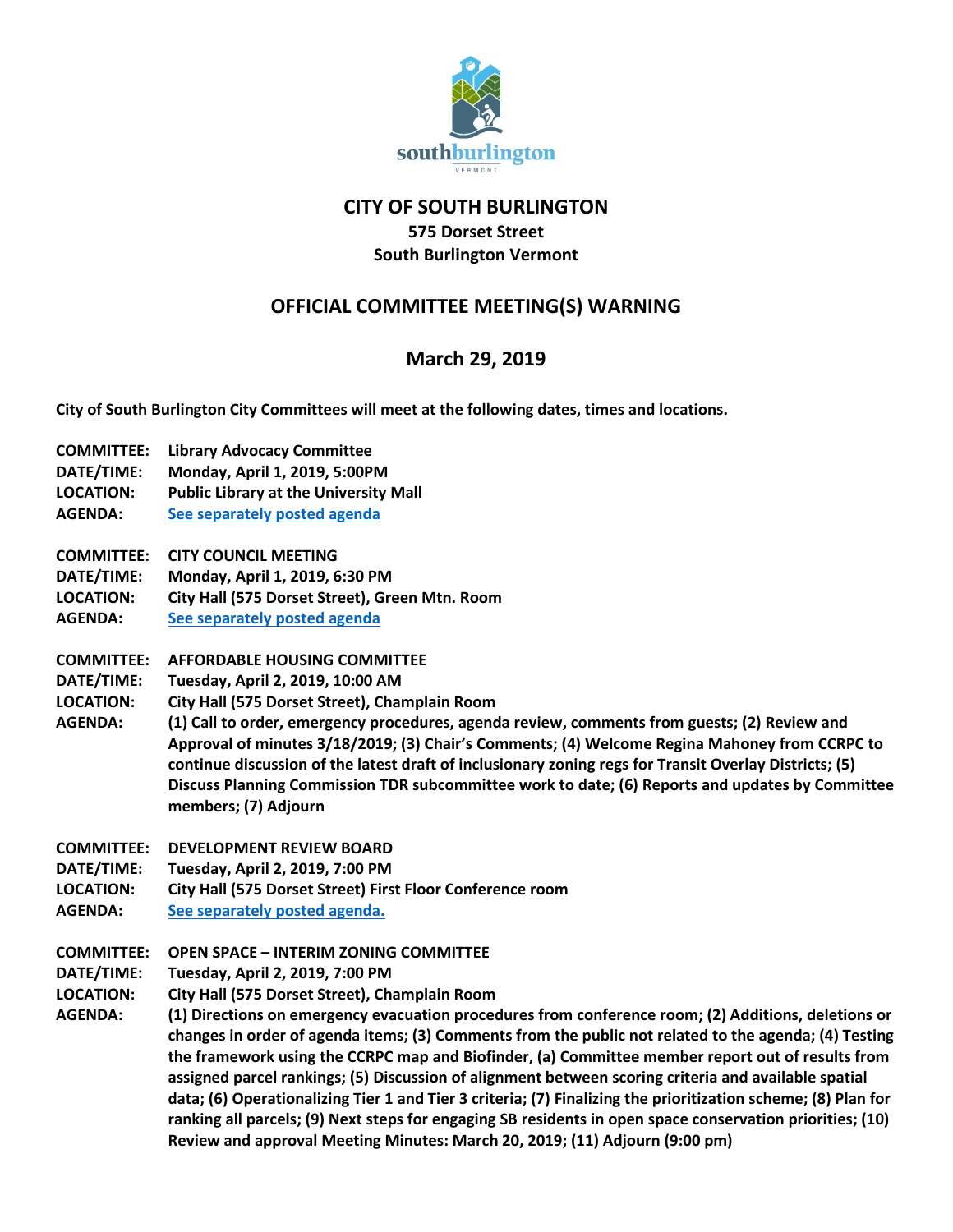# CITY OF SOUTH BURLINGTON

**575 Dorset Street**
**South Burlington Vermont**

## OFFICIAL COMMITTEE MEETING(S) WARNING

## March 29, 2019

**City of South Burlington City Committees will meet at the following dates, times and locations.**

**COMMITTEE:** **Library Advocacy Committee**
**DATE/TIME:** **Monday, April 1, 2019, 5:00PM**
**LOCATION:** **Public Library at the University Mall**
**AGENDA:** **See separately posted agenda**

**COMMITTEE:** **CITY COUNCIL MEETING**
**DATE/TIME:** **Monday, April 1, 2019, 6:30 PM**
**LOCATION:** **City Hall (575 Dorset Street), Green Mtn. Room**
**AGENDA:** **See separately posted agenda**

**COMMITTEE:** **AFFORDABLE HOUSING COMMITTEE**
**DATE/TIME:** **Tuesday, April 2, 2019, 10:00 AM**
**LOCATION:** **City Hall (575 Dorset Street), Champlain Room**
**AGENDA:** **(1) Call to order, emergency procedures, agenda review, comments from guests; (2) Review and Approval of minutes 3/18/2019; (3) Chair's Comments; (4) Welcome Regina Mahoney from CCRPC to continue discussion of the latest draft of inclusionary zoning regs for Transit Overlay Districts; (5) Discuss Planning Commission TDR subcommittee work to date; (6) Reports and updates by Committee members; (7) Adjourn**

**COMMITTEE:** **DEVELOPMENT REVIEW BOARD**
**DATE/TIME:** **Tuesday, April 2, 2019, 7:00 PM**
**LOCATION:** **City Hall (575 Dorset Street) First Floor Conference room**
**AGENDA:** **See separately posted agenda.**

**COMMITTEE:** **OPEN SPACE – INTERIM ZONING COMMITTEE**
**DATE/TIME:** **Tuesday, April 2, 2019, 7:00 PM**
**LOCATION:** **City Hall (575 Dorset Street), Champlain Room**
**AGENDA:** **(1) Directions on emergency evacuation procedures from conference room; (2) Additions, deletions or changes in order of agenda items; (3) Comments from the public not related to the agenda; (4) Testing the framework using the CCRPC map and Biofinder, (a) Committee member report out of results from assigned parcel rankings; (5) Discussion of alignment between scoring criteria and available spatial data; (6) Operationalizing Tier 1 and Tier 3 criteria; (7) Finalizing the prioritization scheme; (8) Plan for ranking all parcels; (9) Next steps for engaging SB residents in open space conservation priorities; (10) Review and approval Meeting Minutes: March 20, 2019; (11) Adjourn (9:00 pm)**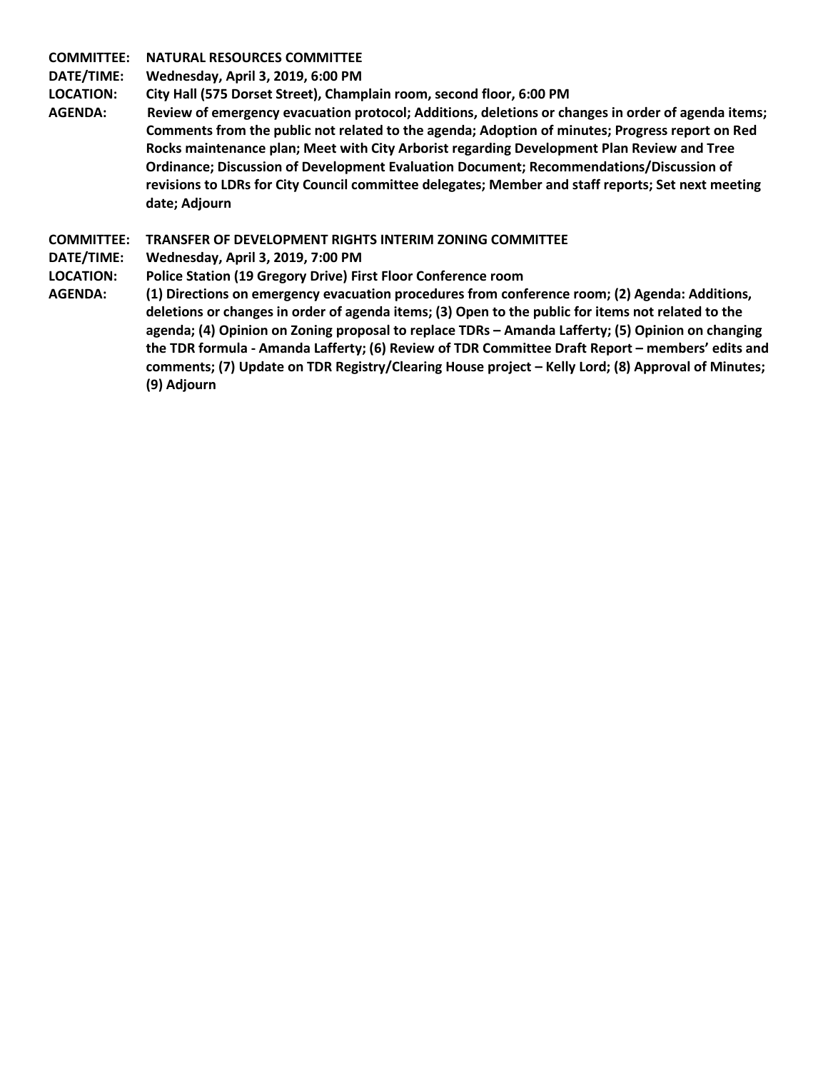**COMMITTEE:** **NATURAL RESOURCES COMMITTEE**
**DATE/TIME:** **Wednesday, April 3, 2019, 6:00 PM**
**LOCATION:** **City Hall (575 Dorset Street), Champlain room, second floor, 6:00 PM**
**AGENDA:** **Review of emergency evacuation protocol; Additions, deletions or changes in order of agenda items; Comments from the public not related to the agenda; Adoption of minutes; Progress report on Red Rocks maintenance plan; Meet with City Arborist regarding Development Plan Review and Tree Ordinance; Discussion of Development Evaluation Document; Recommendations/Discussion of revisions to LDRs for City Council committee delegates; Member and staff reports; Set next meeting date; Adjourn**

**COMMITTEE:** **TRANSFER OF DEVELOPMENT RIGHTS INTERIM ZONING COMMITTEE**
**DATE/TIME:** **Wednesday, April 3, 2019, 7:00 PM**
**LOCATION:** **Police Station (19 Gregory Drive) First Floor Conference room**
**AGENDA:** **(1) Directions on emergency evacuation procedures from conference room; (2) Agenda: Additions, deletions or changes in order of agenda items; (3) Open to the public for items not related to the agenda; (4) Opinion on Zoning proposal to replace TDRs – Amanda Lafferty; (5) Opinion on changing the TDR formula - Amanda Lafferty; (6) Review of TDR Committee Draft Report – members' edits and comments; (7) Update on TDR Registry/Clearing House project – Kelly Lord; (8) Approval of Minutes; (9) Adjourn**